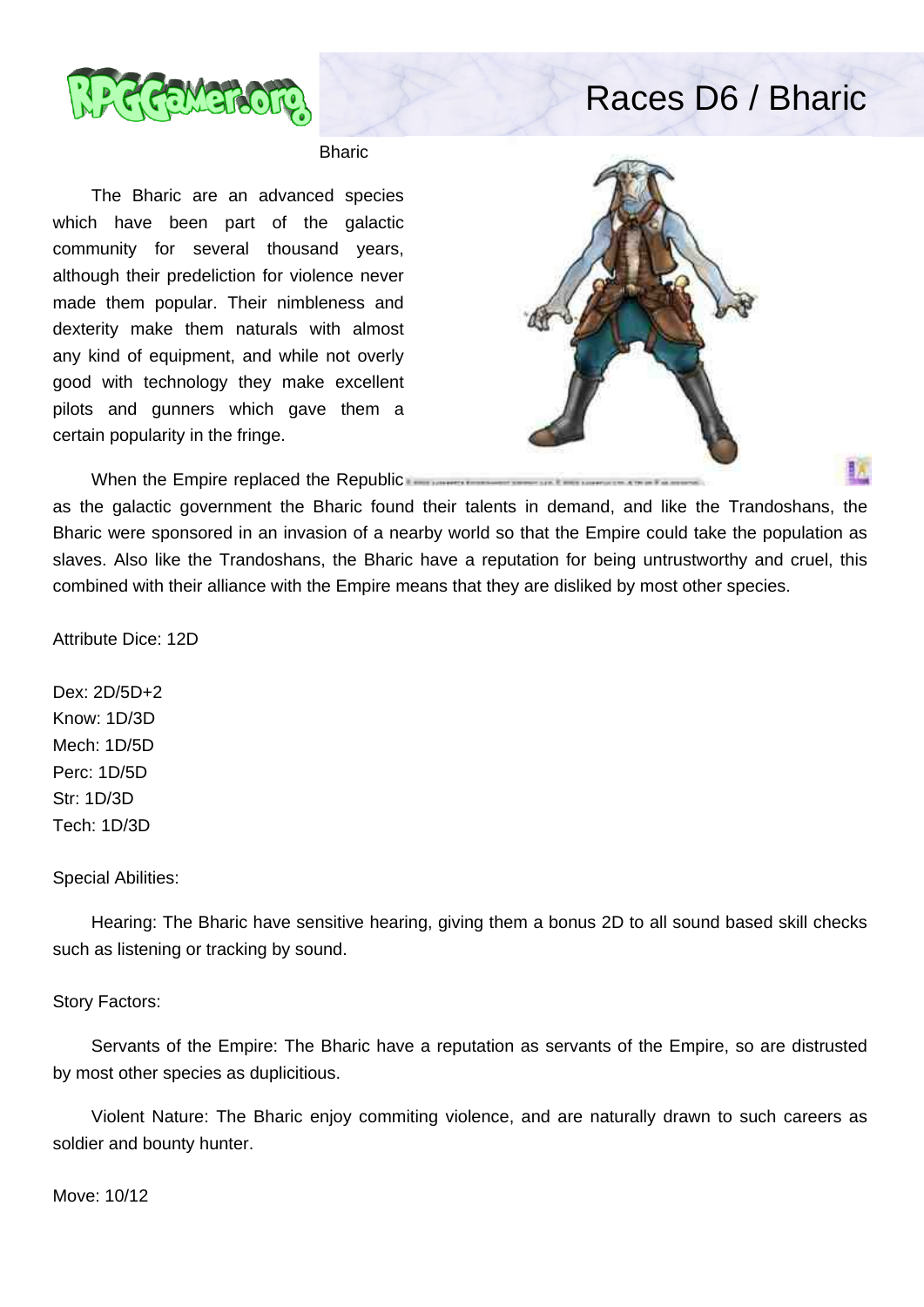# Bharic

The Bharic are an advanced species which have been part of the galactic community for several thousand years, although their predeliction for violence never made them popular. Their nimbleness and dexterity make them naturals with almost any kind of equipment, and while not overly good with technology they make excellent pilots and gunners which gave them a certain popularity in the fringe.

When the Empire replaced the Republic as the galactic government the Bharic found their talents in demand, and like the Trandoshans, the Bharic were sponsored in an invasion of a nearby world so that the Empire could take the population as slaves. Also like the Trandoshans, the Bharic have a reputation for being untrustworthy and cruel, this combined with their alliance with the Empire means that they are disliked by most other species.

Attribute Dice: 12D

Dex: 2D/5D+2
Know: 1D/3D
Mech: 1D/5D
Perc: 1D/5D
Str: 1D/3D
Tech: 1D/3D

Special Abilities:

Hearing: The Bharic have sensitive hearing, giving them a bonus 2D to all sound based skill checks such as listening or tracking by sound.

Story Factors:

Servants of the Empire: The Bharic have a reputation as servants of the Empire, so are distrusted by most other species as duplicitious.

Violent Nature: The Bharic enjoy commiting violence, and are naturally drawn to such careers as soldier and bounty hunter.

Move: 10/12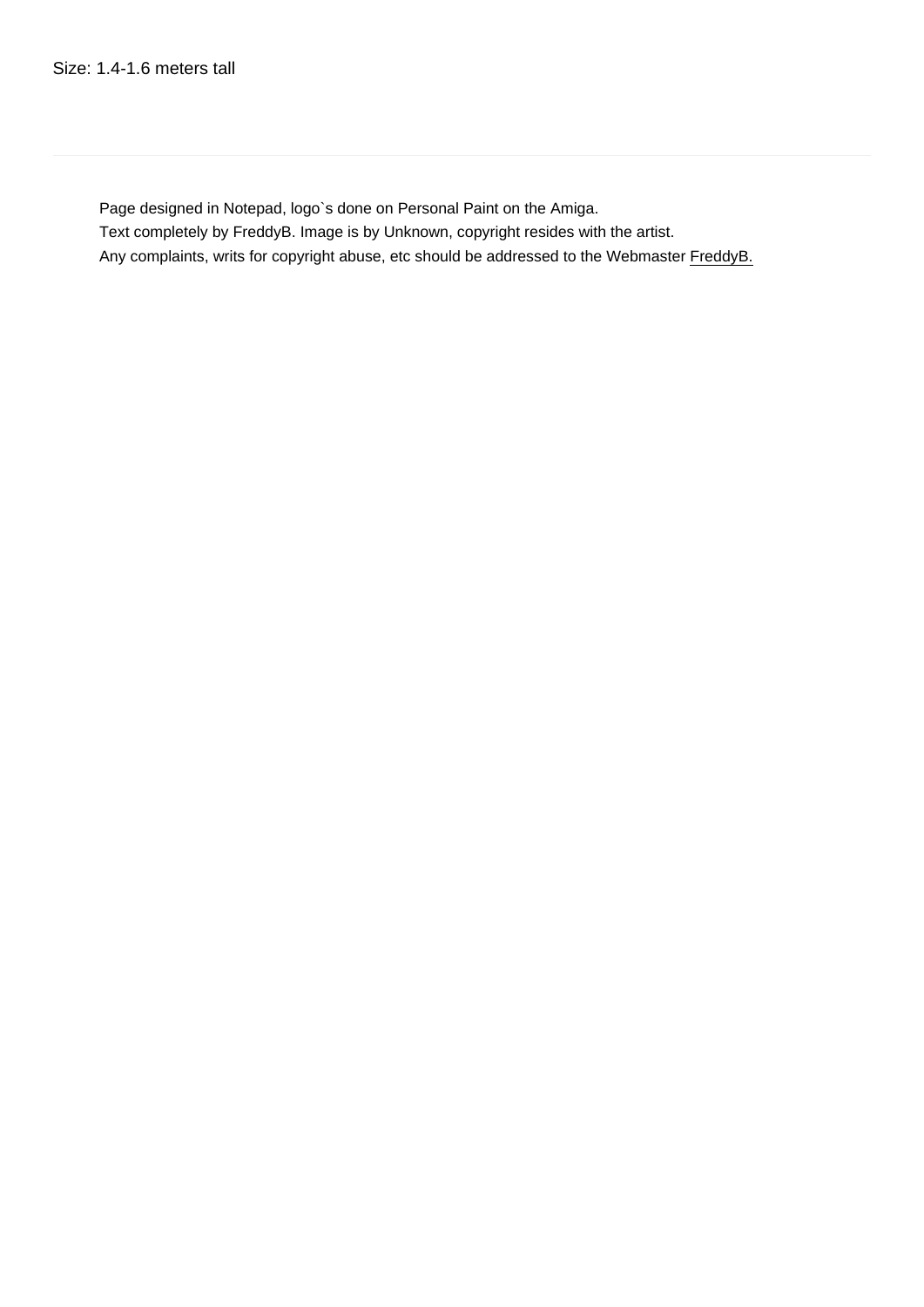Size: 1.4-1.6 meters tall

---

Page designed in Notepad, logo`s done on Personal Paint on the Amiga.
Text completely by FreddyB. Image is by Unknown, copyright resides with the artist.
Any complaints, writs for copyright abuse, etc should be addressed to the Webmaster FreddyB.